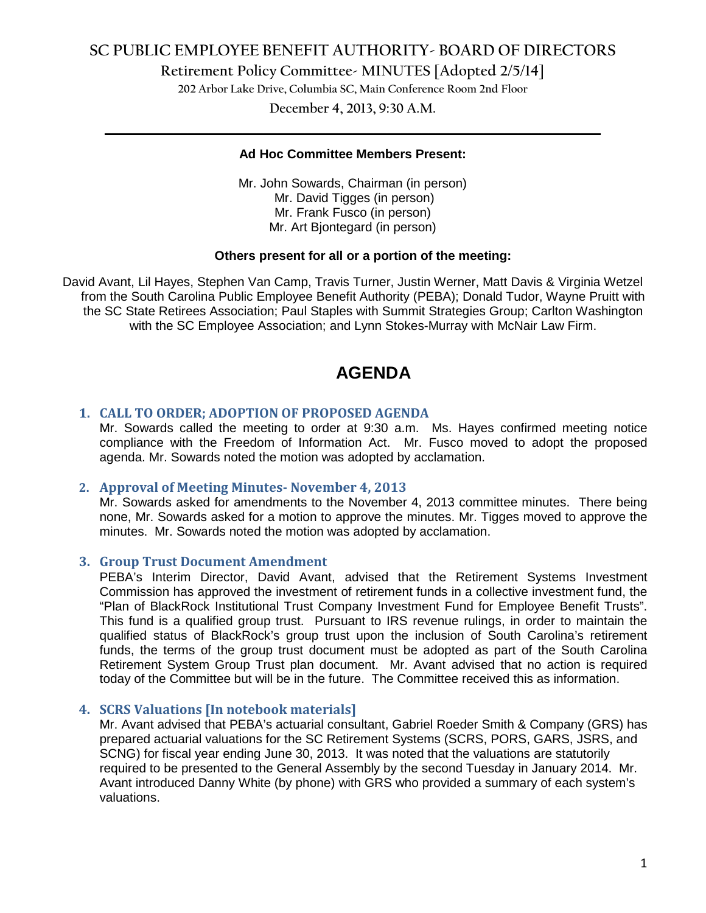# SC PUBLIC EMPLOYEE BENEFIT AUTHORITY- BOARD OF DIRECTORS

## Retirement Policy Committee- MINUTES [Adopted 2/5/14]

202 Arbor Lake Drive, Columbia SC, Main Conference Room 2nd Floor

December 4, 2013, 9:30 A.M.

---

**Ad Hoc Committee Members Present:**

Mr. John Sowards, Chairman (in person)
Mr. David Tigges (in person)
Mr. Frank Fusco (in person)
Mr. Art Bjontegard (in person)

**Others present for all or a portion of the meeting:**

David Avant, Lil Hayes, Stephen Van Camp, Travis Turner, Justin Werner, Matt Davis & Virginia Wetzel from the South Carolina Public Employee Benefit Authority (PEBA); Donald Tudor, Wayne Pruitt with the SC State Retirees Association; Paul Staples with Summit Strategies Group; Carlton Washington with the SC Employee Association; and Lynn Stokes-Murray with McNair Law Firm.

# AGENDA

### 1. CALL TO ORDER; ADOPTION OF PROPOSED AGENDA

Mr. Sowards called the meeting to order at 9:30 a.m. Ms. Hayes confirmed meeting notice compliance with the Freedom of Information Act. Mr. Fusco moved to adopt the proposed agenda. Mr. Sowards noted the motion was adopted by acclamation.

### 2. Approval of Meeting Minutes- November 4, 2013

Mr. Sowards asked for amendments to the November 4, 2013 committee minutes. There being none, Mr. Sowards asked for a motion to approve the minutes. Mr. Tigges moved to approve the minutes. Mr. Sowards noted the motion was adopted by acclamation.

### 3. Group Trust Document Amendment

PEBA's Interim Director, David Avant, advised that the Retirement Systems Investment Commission has approved the investment of retirement funds in a collective investment fund, the "Plan of BlackRock Institutional Trust Company Investment Fund for Employee Benefit Trusts". This fund is a qualified group trust. Pursuant to IRS revenue rulings, in order to maintain the qualified status of BlackRock's group trust upon the inclusion of South Carolina's retirement funds, the terms of the group trust document must be adopted as part of the South Carolina Retirement System Group Trust plan document. Mr. Avant advised that no action is required today of the Committee but will be in the future. The Committee received this as information.

### 4. SCRS Valuations [In notebook materials]

Mr. Avant advised that PEBA's actuarial consultant, Gabriel Roeder Smith & Company (GRS) has prepared actuarial valuations for the SC Retirement Systems (SCRS, PORS, GARS, JSRS, and SCNG) for fiscal year ending June 30, 2013. It was noted that the valuations are statutorily required to be presented to the General Assembly by the second Tuesday in January 2014. Mr. Avant introduced Danny White (by phone) with GRS who provided a summary of each system's valuations.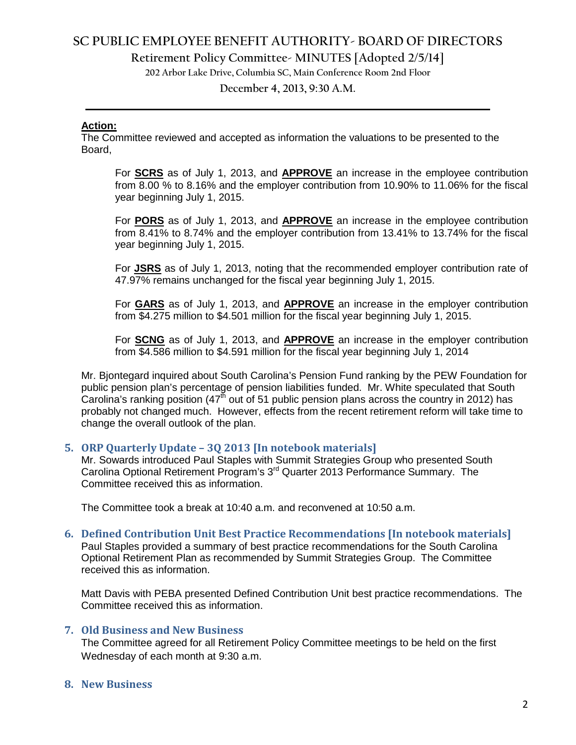**Action:**

The Committee reviewed and accepted as information the valuations to be presented to the Board,

> For **SCRS** as of July 1, 2013, and **APPROVE** an increase in the employee contribution from 8.00 % to 8.16% and the employer contribution from 10.90% to 11.06% for the fiscal year beginning July 1, 2015.
>
> For **PORS** as of July 1, 2013, and **APPROVE** an increase in the employee contribution from 8.41% to 8.74% and the employer contribution from 13.41% to 13.74% for the fiscal year beginning July 1, 2015.
>
> For **JSRS** as of July 1, 2013, noting that the recommended employer contribution rate of 47.97% remains unchanged for the fiscal year beginning July 1, 2015.
>
> For **GARS** as of July 1, 2013, and **APPROVE** an increase in the employer contribution from $4.275 million to $4.501 million for the fiscal year beginning July 1, 2015.
>
> For **SCNG** as of July 1, 2013, and **APPROVE** an increase in the employer contribution from $4.586 million to $4.591 million for the fiscal year beginning July 1, 2014

Mr. Bjontegard inquired about South Carolina's Pension Fund ranking by the PEW Foundation for public pension plan's percentage of pension liabilities funded. Mr. White speculated that South Carolina's ranking position (47th out of 51 public pension plans across the country in 2012) has probably not changed much. However, effects from the recent retirement reform will take time to change the overall outlook of the plan.

## 5. ORP Quarterly Update – 3Q 2013 [In notebook materials]

Mr. Sowards introduced Paul Staples with Summit Strategies Group who presented South Carolina Optional Retirement Program's 3rd Quarter 2013 Performance Summary. The Committee received this as information.

The Committee took a break at 10:40 a.m. and reconvened at 10:50 a.m.

## 6. Defined Contribution Unit Best Practice Recommendations [In notebook materials]

Paul Staples provided a summary of best practice recommendations for the South Carolina Optional Retirement Plan as recommended by Summit Strategies Group. The Committee received this as information.

Matt Davis with PEBA presented Defined Contribution Unit best practice recommendations. The Committee received this as information.

## 7. Old Business and New Business

The Committee agreed for all Retirement Policy Committee meetings to be held on the first Wednesday of each month at 9:30 a.m.

## 8. New Business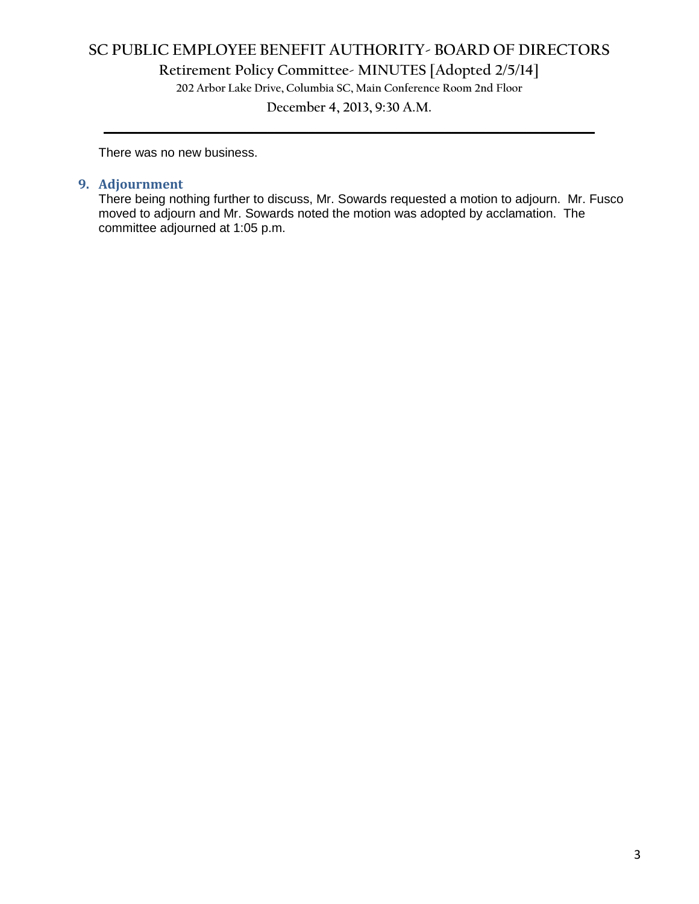There was no new business.

## 9. Adjournment

There being nothing further to discuss, Mr. Sowards requested a motion to adjourn. Mr. Fusco moved to adjourn and Mr. Sowards noted the motion was adopted by acclamation. The committee adjourned at 1:05 p.m.